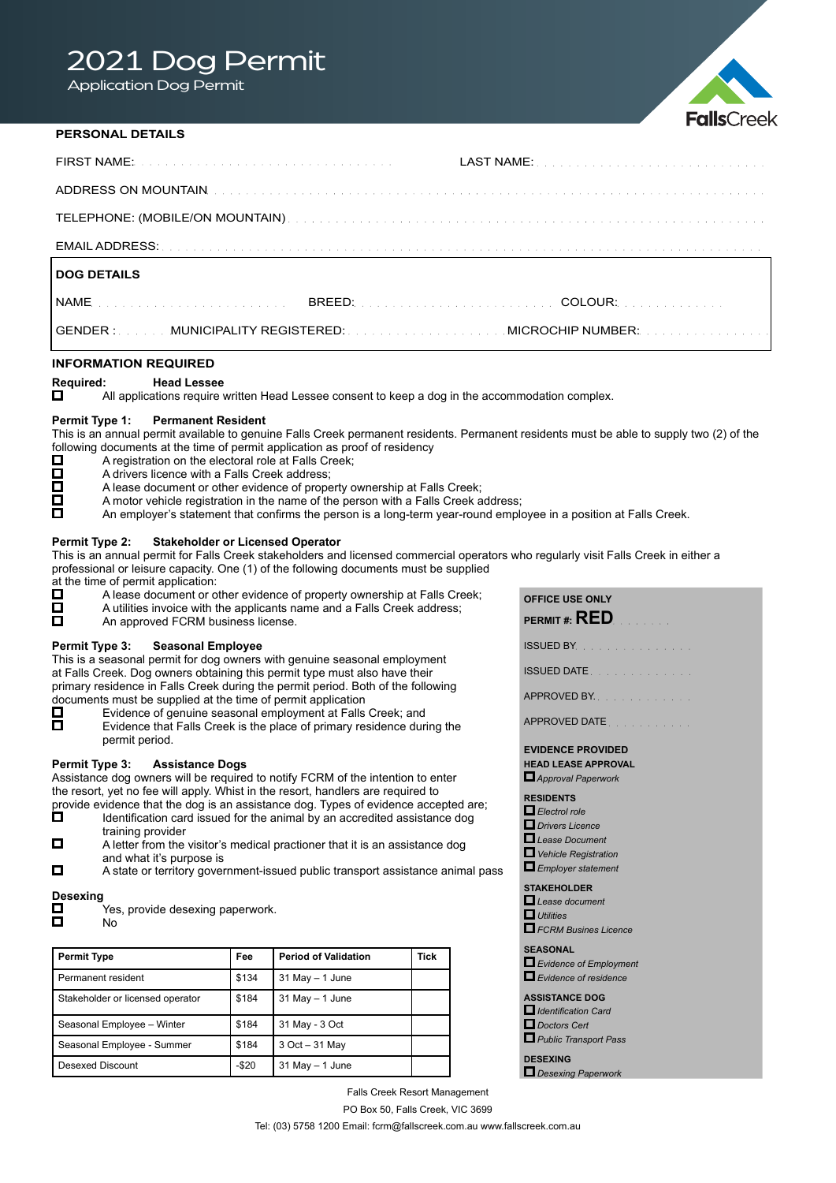# 2021 Dog Permit

Application Dog Permit

FallsCreek

## PERSONAL DETAILS

FIRST NAME: . . . . . . . . . . . . . . . . . . . . . . . . . . . . . . . . LAST NAME: . . . . . . . . . . . . . . . . . . . . . . . . . . . .

ADDRESS ON MOUNTAIN . . . . . . . . . . . . . . . . . . . . . . . . . . . . . . . . . . . . . . . . . . . . . . . . . . . . . . . . . . . . . . . . . . . . .

TELEPHONE: (MOBILE/ON MOUNTAIN) . . . . . . . . . . . . . . . . . . . . . . . . . . . . . . . . . . . . . . . . . . . . . . . . . . . . . . . . . . . .

EMAIL ADDRESS: . . . . . . . . . . . . . . . . . . . . . . . . . . . . . . . . . . . . . . . . . . . . . . . . . . . . . . . . . . . . . . . . . . . . . . . . . .

## DOG DETAILS

NAME . . . . . . . . . . . . . . . . . . . . . . . . BREED: . . . . . . . . . . . . . . . . . . . . . . . . COLOUR: . . . . . . . . . . . . . .

GENDER : . . . . . . MUNICIPALITY REGISTERED: . . . . . . . . . . . . . . . . . . . . MICROCHIP NUMBER: . . . . . . . . . . . . . . . . .

## INFORMATION REQUIRED

**Required: Head Lessee**

- ☐ All applications require written Head Lessee consent to keep a dog in the accommodation complex.

**Permit Type 1: Permanent Resident**

This is an annual permit available to genuine Falls Creek permanent residents. Permanent residents must be able to supply two (2) of the following documents at the time of permit application as proof of residency

- ☐ A registration on the electoral role at Falls Creek;
- ☐ A drivers licence with a Falls Creek address;
- ☐ A lease document or other evidence of property ownership at Falls Creek;
- ☐ A motor vehicle registration in the name of the person with a Falls Creek address;
- ☐ An employer's statement that confirms the person is a long-term year-round employee in a position at Falls Creek.

**Permit Type 2: Stakeholder or Licensed Operator**

This is an annual permit for Falls Creek stakeholders and licensed commercial operators who regularly visit Falls Creek in either a professional or leisure capacity. One (1) of the following documents must be supplied at the time of permit application:

- ☐ A lease document or other evidence of property ownership at Falls Creek;
- ☐ A utilities invoice with the applicants name and a Falls Creek address;
- ☐ An approved FCRM business license.

**Permit Type 3: Seasonal Employee**

This is a seasonal permit for dog owners with genuine seasonal employment at Falls Creek. Dog owners obtaining this permit type must also have their primary residence in Falls Creek during the permit period. Both of the following documents must be supplied at the time of permit application

- ☐ Evidence of genuine seasonal employment at Falls Creek; and
- ☐ Evidence that Falls Creek is the place of primary residence during the permit period.

**Permit Type 3: Assistance Dogs**

Assistance dog owners will be required to notify FCRM of the intention to enter the resort, yet no fee will apply. Whist in the resort, handlers are required to provide evidence that the dog is an assistance dog. Types of evidence accepted are;

- ☐ Identification card issued for the animal by an accredited assistance dog training provider
- ☐ A letter from the visitor's medical practioner that it is an assistance dog and what it's purpose is
- ☐ A state or territory government-issued public transport assistance animal pass

**Desexing**

- ☐ Yes, provide desexing paperwork.
- ☐ No

| Permit Type | Fee | Period of Validation | Tick |
|---|---|---|---|
| Permanent resident | $134 | 31 May – 1 June | |
| Stakeholder or licensed operator | $184 | 31 May – 1 June | |
| Seasonal Employee – Winter | $184 | 31 May - 3 Oct | |
| Seasonal Employee - Summer | $184 | 3 Oct – 31 May | |
| Desexed Discount | -$20 | 31 May – 1 June | |

**OFFICE USE ONLY**

PERMIT #: **RED** . . . . . . .

ISSUED BY . . . . . . . . . . . . . .

ISSUED DATE . . . . . . . . . . . . .

APPROVED BY . . . . . . . . . . . .

APPROVED DATE . . . . . . . . . . .

**EVIDENCE PROVIDED**

**HEAD LEASE APPROVAL**

- ☐ *Approval Paperwork*

**RESIDENTS**

- ☐ *Electrol role*
- ☐ *Drivers Licence*
- ☐ *Lease Document*
- ☐ *Vehicle Registration*
- ☐ *Employer statement*

**STAKEHOLDER**

- ☐ *Lease document*
- ☐ *Utilities*
- ☐ *FCRM Busines Licence*

**SEASONAL**

- ☐ *Evidence of Employment*
- ☐ *Evidence of residence*

**ASSISTANCE DOG**

- ☐ *Identification Card*
- ☐ *Doctors Cert*
- ☐ *Public Transport Pass*

**DESEXING**

- ☐ *Desexing Paperwork*

Falls Creek Resort Management

PO Box 50, Falls Creek, VIC 3699

Tel: (03) 5758 1200 Email: fcrm@fallscreek.com.au www.fallscreek.com.au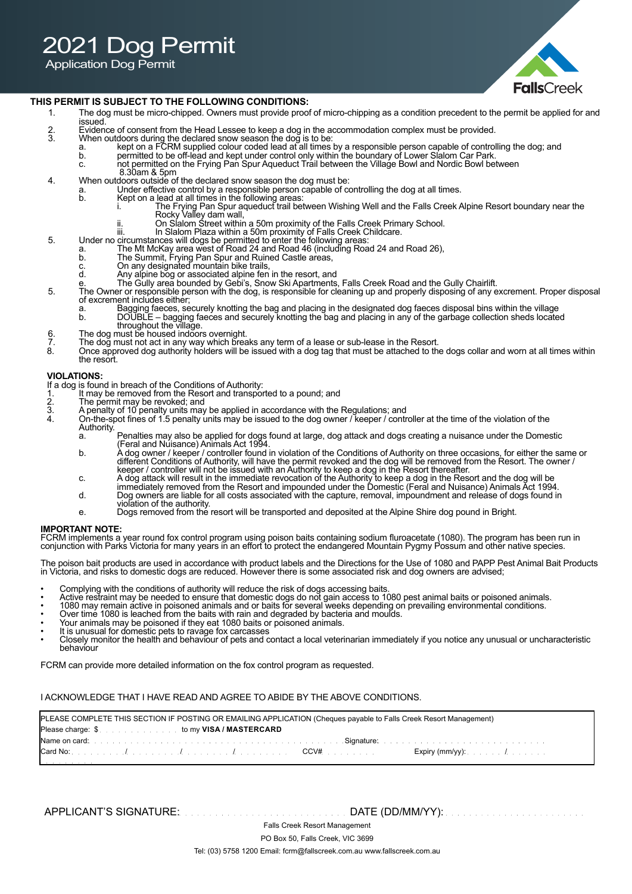# 2021 Dog Permit

Application Dog Permit

FallsCreek

**THIS PERMIT IS SUBJECT TO THE FOLLOWING CONDITIONS:**

1. The dog must be micro-chipped. Owners must provide proof of micro-chipping as a condition precedent to the permit be applied for and issued.
2. Evidence of consent from the Head Lessee to keep a dog in the accommodation complex must be provided.
3. When outdoors during the declared snow season the dog is to be:
   a. kept on a FCRM supplied colour coded lead at all times by a responsible person capable of controlling the dog; and
   b. permitted to be off-lead and kept under control only within the boundary of Lower Slalom Car Park.
   c. not permitted on the Frying Pan Spur Aqueduct Trail between the Village Bowl and Nordic Bowl between 8.30am & 5pm
4. When outdoors outside of the declared snow season the dog must be:
   a. Under effective control by a responsible person capable of controlling the dog at all times.
   b. Kept on a lead at all times in the following areas:
      i. The Frying Pan Spur aqueduct trail between Wishing Well and the Falls Creek Alpine Resort boundary near the Rocky Valley dam wall,
      ii. On Slalom Street within a 50m proximity of the Falls Creek Primary School.
      iii. In Slalom Plaza within a 50m proximity of Falls Creek Childcare.
5. Under no circumstances will dogs be permitted to enter the following areas:
   a. The Mt McKay area west of Road 24 and Road 46 (including Road 24 and Road 26),
   b. The Summit, Frying Pan Spur and Ruined Castle areas,
   c. On any designated mountain bike trails,
   d. Any alpine bog or associated alpine fen in the resort, and
   e. The Gully area bounded by Gebi's, Snow Ski Apartments, Falls Creek Road and the Gully Chairlift.
5. The Owner or responsible person with the dog, is responsible for cleaning up and properly disposing of any excrement. Proper disposal of excrement includes either;
   a. Bagging faeces, securely knotting the bag and placing in the designated dog faeces disposal bins within the village
   b. DOUBLE – bagging faeces and securely knotting the bag and placing in any of the garbage collection sheds located throughout the village.
6. The dog must be housed indoors overnight.
7. The dog must not act in any way which breaks any term of a lease or sub-lease in the Resort.
8. Once approved dog authority holders will be issued with a dog tag that must be attached to the dogs collar and worn at all times within the resort.

**VIOLATIONS:**

If a dog is found in breach of the Conditions of Authority:

1. It may be removed from the Resort and transported to a pound; and
2. The permit may be revoked; and
3. A penalty of 10 penalty units may be applied in accordance with the Regulations; and
4. On-the-spot fines of 1.5 penalty units may be issued to the dog owner / keeper / controller at the time of the violation of the Authority.
   a. Penalties may also be applied for dogs found at large, dog attack and dogs creating a nuisance under the Domestic (Feral and Nuisance) Animals Act 1994.
   b. A dog owner / keeper / controller found in violation of the Conditions of Authority on three occasions, for either the same or different Conditions of Authority, will have the permit revoked and the dog will be removed from the Resort. The owner / keeper / controller will not be issued with an Authority to keep a dog in the Resort thereafter.
   c. A dog attack will result in the immediate revocation of the Authority to keep a dog in the Resort and the dog will be immediately removed from the Resort and impounded under the Domestic (Feral and Nuisance) Animals Act 1994.
   d. Dog owners are liable for all costs associated with the capture, removal, impoundment and release of dogs found in violation of the authority.
   e. Dogs removed from the resort will be transported and deposited at the Alpine Shire dog pound in Bright.

**IMPORTANT NOTE:**

FCRM implements a year round fox control program using poison baits containing sodium fluroacetate (1080). The program has been run in conjunction with Parks Victoria for many years in an effort to protect the endangered Mountain Pygmy Possum and other native species.

The poison bait products are used in accordance with product labels and the Directions for the Use of 1080 and PAPP Pest Animal Bait Products in Victoria, and risks to domestic dogs are reduced. However there is some associated risk and dog owners are advised;

- Complying with the conditions of authority will reduce the risk of dogs accessing baits.
- Active restraint may be needed to ensure that domestic dogs do not gain access to 1080 pest animal baits or poisoned animals.
- 1080 may remain active in poisoned animals and or baits for several weeks depending on prevailing environmental conditions.
- Over time 1080 is leached from the baits with rain and degraded by bacteria and moulds.
- Your animals may be poisoned if they eat 1080 baits or poisoned animals.
- It is unusual for domestic pets to ravage fox carcasses
- Closely monitor the health and behaviour of pets and contact a local veterinarian immediately if you notice any unusual or uncharacteristic behaviour

FCRM can provide more detailed information on the fox control program as requested.

I ACKNOWLEDGE THAT I HAVE READ AND AGREE TO ABIDE BY THE ABOVE CONDITIONS.

PLEASE COMPLETE THIS SECTION IF POSTING OR EMAILING APPLICATION (Cheques payable to Falls Creek Resort Management)

Please charge: $.............. to my **VISA / MASTERCARD**

Name on card: .............................................. Signature: ..............................

Card No: ........./........./........./.......... CCV# ......... Expiry (mm/yy): ....../.......

APPLICANT'S SIGNATURE: ............................ DATE (DD/MM/YY): ..........................

Falls Creek Resort Management

PO Box 50, Falls Creek, VIC 3699

Tel: (03) 5758 1200 Email: fcrm@fallscreek.com.au www.fallscreek.com.au